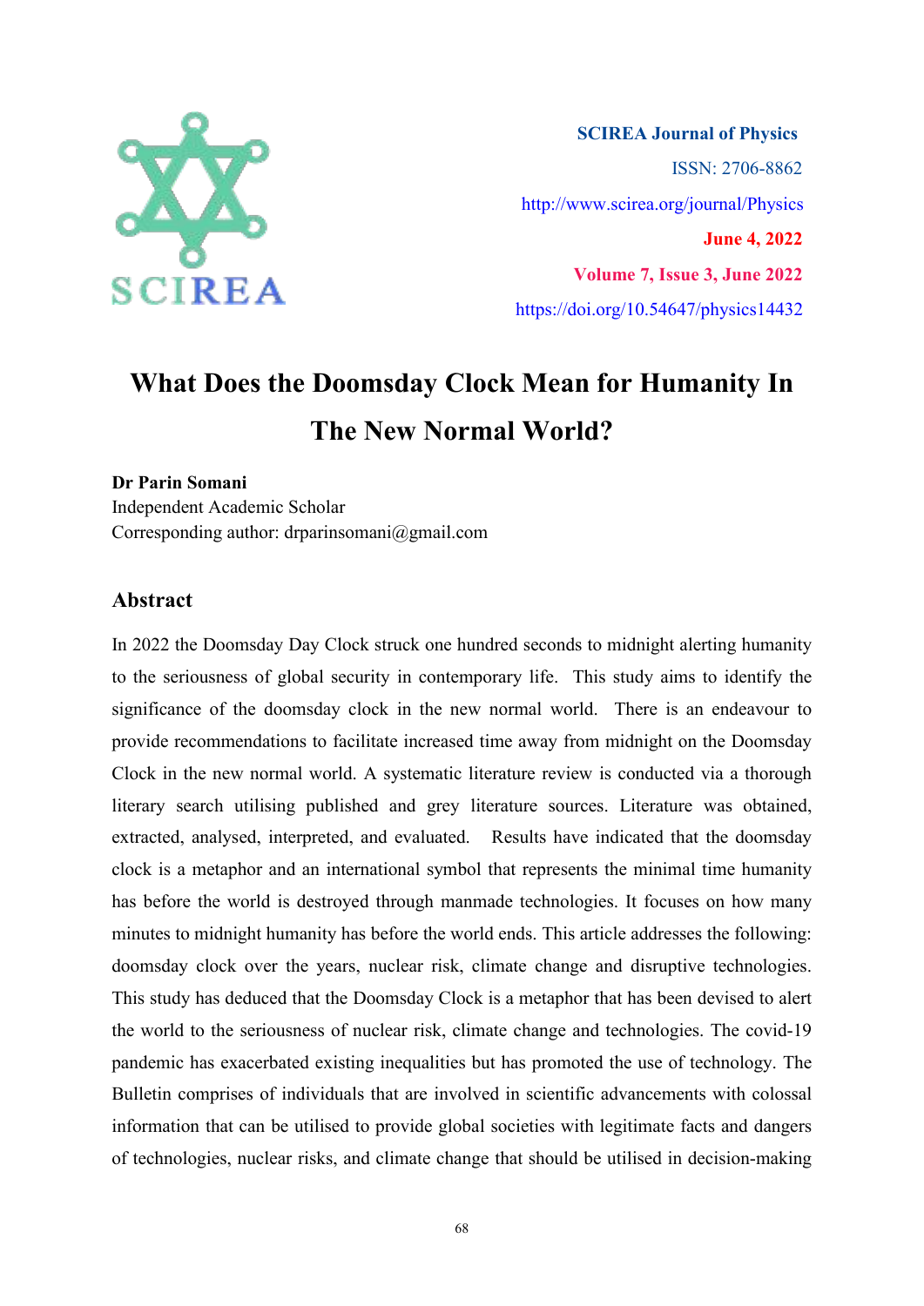SCIREA Journal of Physics

ISSN: 2706-8862

http://www.scirea.org/journal/Physics

June 4, 2022

Volume 7, Issue 3, June 2022

https://doi.org/10.54647/physics14432

# What Does the Doomsday Clock Mean for Humanity In The New Normal World?

**Dr Parin Somani**

Independent Academic Scholar

Corresponding author: drparinsomani@gmail.com

## Abstract

In 2022 the Doomsday Day Clock struck one hundred seconds to midnight alerting humanity to the seriousness of global security in contemporary life. This study aims to identify the significance of the doomsday clock in the new normal world. There is an endeavour to provide recommendations to facilitate increased time away from midnight on the Doomsday Clock in the new normal world. A systematic literature review is conducted via a thorough literary search utilising published and grey literature sources. Literature was obtained, extracted, analysed, interpreted, and evaluated. Results have indicated that the doomsday clock is a metaphor and an international symbol that represents the minimal time humanity has before the world is destroyed through manmade technologies. It focuses on how many minutes to midnight humanity has before the world ends. This article addresses the following: doomsday clock over the years, nuclear risk, climate change and disruptive technologies. This study has deduced that the Doomsday Clock is a metaphor that has been devised to alert the world to the seriousness of nuclear risk, climate change and technologies. The covid-19 pandemic has exacerbated existing inequalities but has promoted the use of technology. The Bulletin comprises of individuals that are involved in scientific advancements with colossal information that can be utilised to provide global societies with legitimate facts and dangers of technologies, nuclear risks, and climate change that should be utilised in decision-making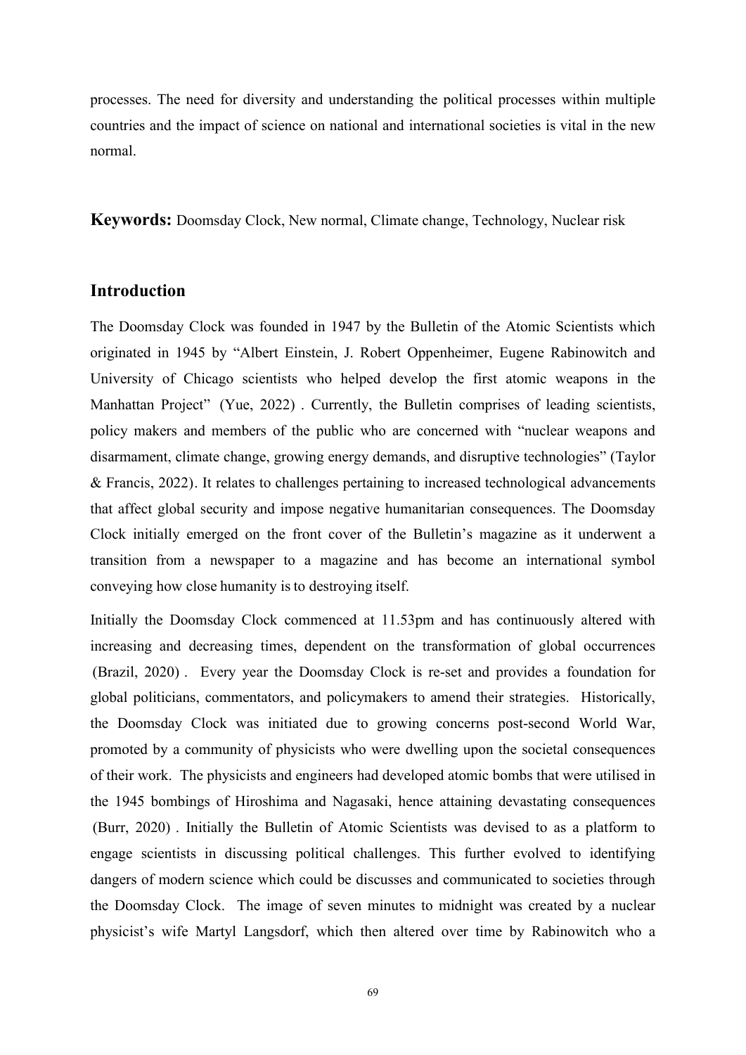processes. The need for diversity and understanding the political processes within multiple countries and the impact of science on national and international societies is vital in the new normal.

**Keywords:** Doomsday Clock, New normal, Climate change, Technology, Nuclear risk

## Introduction

The Doomsday Clock was founded in 1947 by the Bulletin of the Atomic Scientists which originated in 1945 by "Albert Einstein, J. Robert Oppenheimer, Eugene Rabinowitch and University of Chicago scientists who helped develop the first atomic weapons in the Manhattan Project" (Yue, 2022). Currently, the Bulletin comprises of leading scientists, policy makers and members of the public who are concerned with "nuclear weapons and disarmament, climate change, growing energy demands, and disruptive technologies" (Taylor & Francis, 2022). It relates to challenges pertaining to increased technological advancements that affect global security and impose negative humanitarian consequences. The Doomsday Clock initially emerged on the front cover of the Bulletin's magazine as it underwent a transition from a newspaper to a magazine and has become an international symbol conveying how close humanity is to destroying itself.

Initially the Doomsday Clock commenced at 11.53pm and has continuously altered with increasing and decreasing times, dependent on the transformation of global occurrences (Brazil, 2020). Every year the Doomsday Clock is re-set and provides a foundation for global politicians, commentators, and policymakers to amend their strategies. Historically, the Doomsday Clock was initiated due to growing concerns post-second World War, promoted by a community of physicists who were dwelling upon the societal consequences of their work. The physicists and engineers had developed atomic bombs that were utilised in the 1945 bombings of Hiroshima and Nagasaki, hence attaining devastating consequences (Burr, 2020). Initially the Bulletin of Atomic Scientists was devised to as a platform to engage scientists in discussing political challenges. This further evolved to identifying dangers of modern science which could be discusses and communicated to societies through the Doomsday Clock. The image of seven minutes to midnight was created by a nuclear physicist's wife Martyl Langsdorf, which then altered over time by Rabinowitch who a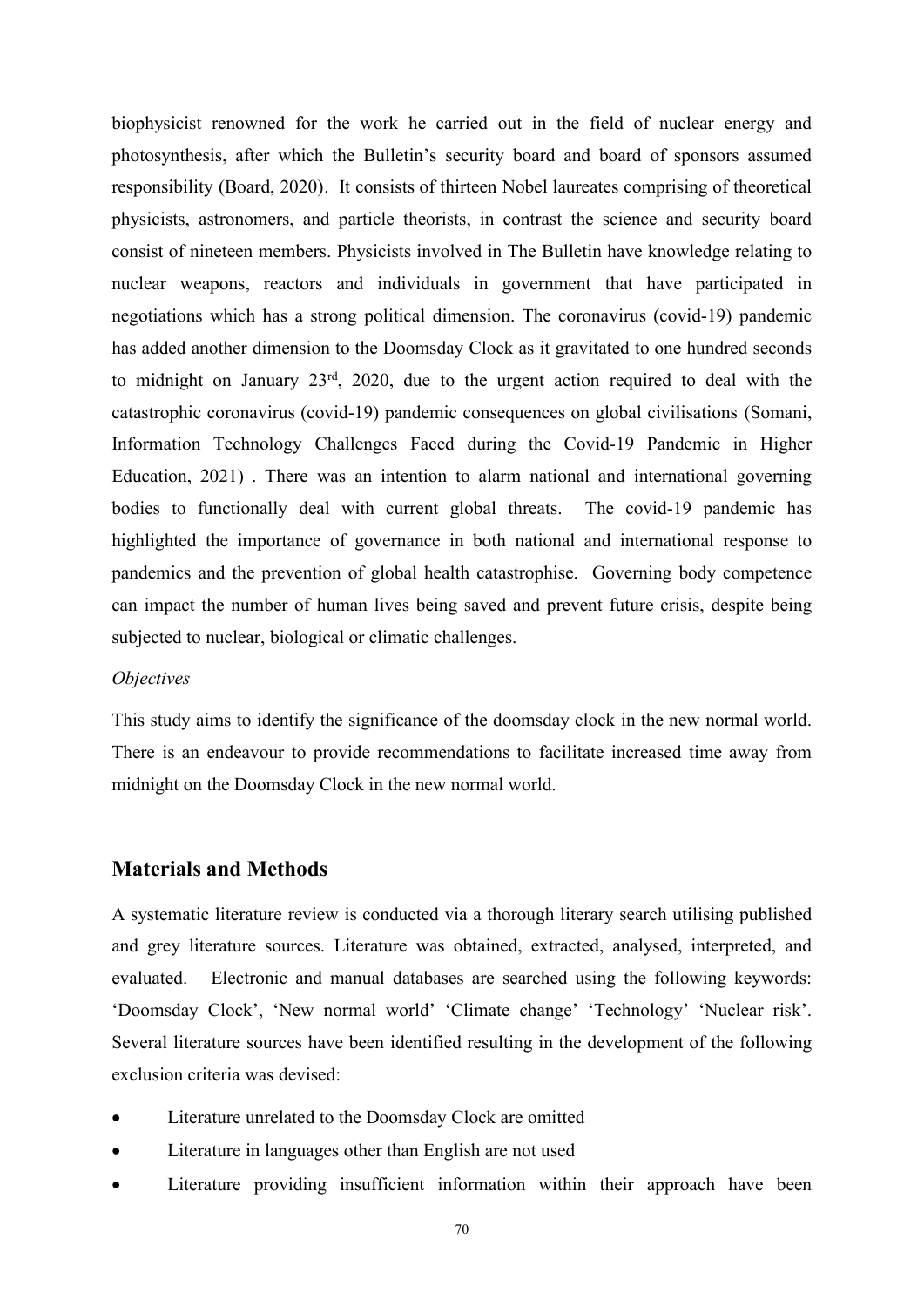biophysicist renowned for the work he carried out in the field of nuclear energy and photosynthesis, after which the Bulletin's security board and board of sponsors assumed responsibility (Board, 2020). It consists of thirteen Nobel laureates comprising of theoretical physicists, astronomers, and particle theorists, in contrast the science and security board consist of nineteen members. Physicists involved in The Bulletin have knowledge relating to nuclear weapons, reactors and individuals in government that have participated in negotiations which has a strong political dimension. The coronavirus (covid-19) pandemic has added another dimension to the Doomsday Clock as it gravitated to one hundred seconds to midnight on January 23rd, 2020, due to the urgent action required to deal with the catastrophic coronavirus (covid-19) pandemic consequences on global civilisations (Somani, Information Technology Challenges Faced during the Covid-19 Pandemic in Higher Education, 2021) . There was an intention to alarm national and international governing bodies to functionally deal with current global threats. The covid-19 pandemic has highlighted the importance of governance in both national and international response to pandemics and the prevention of global health catastrophise. Governing body competence can impact the number of human lives being saved and prevent future crisis, despite being subjected to nuclear, biological or climatic challenges.

*Objectives*

This study aims to identify the significance of the doomsday clock in the new normal world. There is an endeavour to provide recommendations to facilitate increased time away from midnight on the Doomsday Clock in the new normal world.

## Materials and Methods

A systematic literature review is conducted via a thorough literary search utilising published and grey literature sources. Literature was obtained, extracted, analysed, interpreted, and evaluated. Electronic and manual databases are searched using the following keywords: 'Doomsday Clock', 'New normal world' 'Climate change' 'Technology' 'Nuclear risk'. Several literature sources have been identified resulting in the development of the following exclusion criteria was devised:

- Literature unrelated to the Doomsday Clock are omitted
- Literature in languages other than English are not used
- Literature providing insufficient information within their approach have been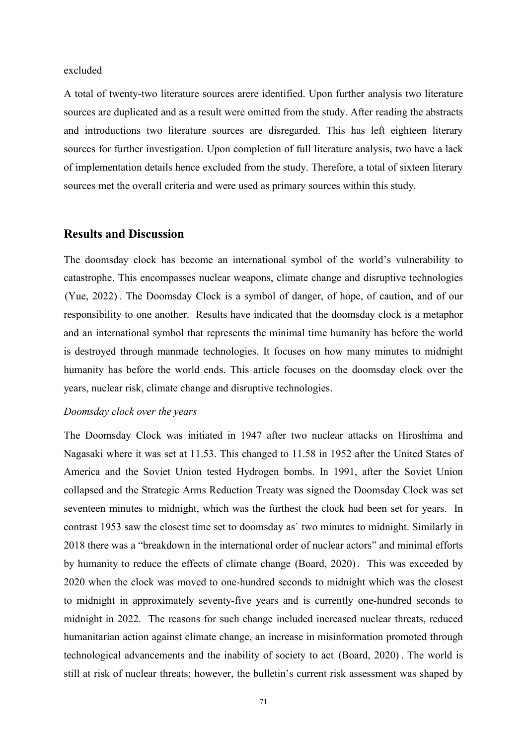excluded

A total of twenty-two literature sources arere identified. Upon further analysis two literature sources are duplicated and as a result were omitted from the study. After reading the abstracts and introductions two literature sources are disregarded. This has left eighteen literary sources for further investigation. Upon completion of full literature analysis, two have a lack of implementation details hence excluded from the study. Therefore, a total of sixteen literary sources met the overall criteria and were used as primary sources within this study.

## Results and Discussion

The doomsday clock has become an international symbol of the world's vulnerability to catastrophe. This encompasses nuclear weapons, climate change and disruptive technologies (Yue, 2022). The Doomsday Clock is a symbol of danger, of hope, of caution, and of our responsibility to one another. Results have indicated that the doomsday clock is a metaphor and an international symbol that represents the minimal time humanity has before the world is destroyed through manmade technologies. It focuses on how many minutes to midnight humanity has before the world ends. This article focuses on the doomsday clock over the years, nuclear risk, climate change and disruptive technologies.

*Doomsday clock over the years*

The Doomsday Clock was initiated in 1947 after two nuclear attacks on Hiroshima and Nagasaki where it was set at 11.53. This changed to 11.58 in 1952 after the United States of America and the Soviet Union tested Hydrogen bombs. In 1991, after the Soviet Union collapsed and the Strategic Arms Reduction Treaty was signed the Doomsday Clock was set seventeen minutes to midnight, which was the furthest the clock had been set for years. In contrast 1953 saw the closest time set to doomsday as` two minutes to midnight. Similarly in 2018 there was a "breakdown in the international order of nuclear actors" and minimal efforts by humanity to reduce the effects of climate change (Board, 2020). This was exceeded by 2020 when the clock was moved to one-hundred seconds to midnight which was the closest to midnight in approximately seventy-five years and is currently one-hundred seconds to midnight in 2022. The reasons for such change included increased nuclear threats, reduced humanitarian action against climate change, an increase in misinformation promoted through technological advancements and the inability of society to act (Board, 2020). The world is still at risk of nuclear threats; however, the bulletin's current risk assessment was shaped by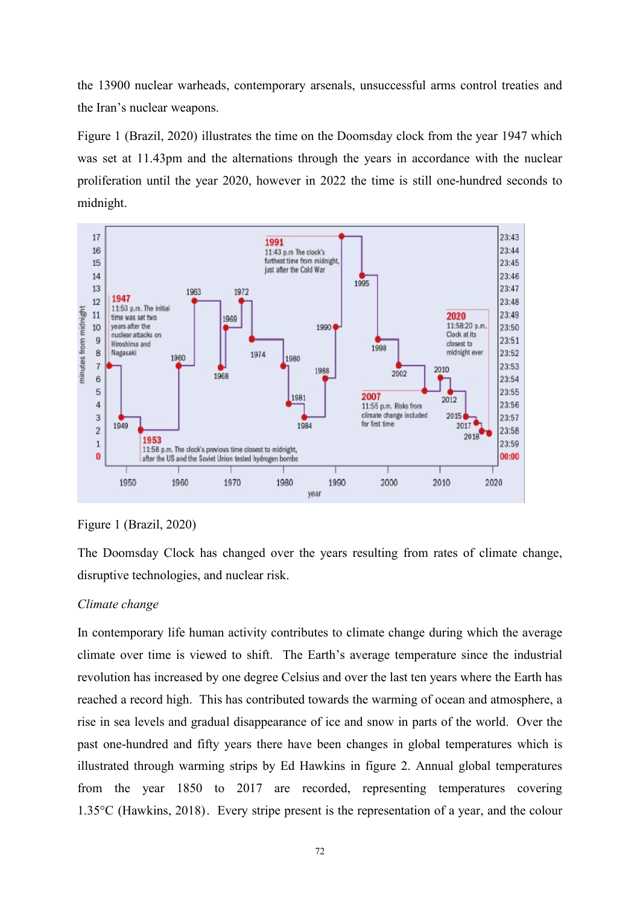the 13900 nuclear warheads, contemporary arsenals, unsuccessful arms control treaties and the Iran's nuclear weapons.

Figure 1 (Brazil, 2020) illustrates the time on the Doomsday clock from the year 1947 which was set at 11.43pm and the alternations through the years in accordance with the nuclear proliferation until the year 2020, however in 2022 the time is still one-hundred seconds to midnight.

Figure 1 (Brazil, 2020)

The Doomsday Clock has changed over the years resulting from rates of climate change, disruptive technologies, and nuclear risk.

*Climate change*

In contemporary life human activity contributes to climate change during which the average climate over time is viewed to shift. The Earth's average temperature since the industrial revolution has increased by one degree Celsius and over the last ten years where the Earth has reached a record high. This has contributed towards the warming of ocean and atmosphere, a rise in sea levels and gradual disappearance of ice and snow in parts of the world. Over the past one-hundred and fifty years there have been changes in global temperatures which is illustrated through warming strips by Ed Hawkins in figure 2. Annual global temperatures from the year 1850 to 2017 are recorded, representing temperatures covering 1.35°C (Hawkins, 2018). Every stripe present is the representation of a year, and the colour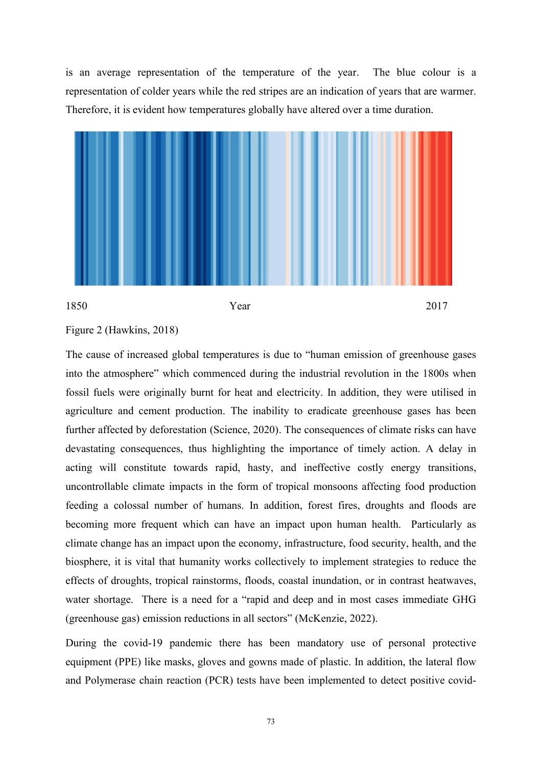is an average representation of the temperature of the year. The blue colour is a representation of colder years while the red stripes are an indication of years that are warmer. Therefore, it is evident how temperatures globally have altered over a time duration.

1850 Year 2017

Figure 2 (Hawkins, 2018)

The cause of increased global temperatures is due to "human emission of greenhouse gases into the atmosphere" which commenced during the industrial revolution in the 1800s when fossil fuels were originally burnt for heat and electricity. In addition, they were utilised in agriculture and cement production. The inability to eradicate greenhouse gases has been further affected by deforestation (Science, 2020). The consequences of climate risks can have devastating consequences, thus highlighting the importance of timely action. A delay in acting will constitute towards rapid, hasty, and ineffective costly energy transitions, uncontrollable climate impacts in the form of tropical monsoons affecting food production feeding a colossal number of humans. In addition, forest fires, droughts and floods are becoming more frequent which can have an impact upon human health. Particularly as climate change has an impact upon the economy, infrastructure, food security, health, and the biosphere, it is vital that humanity works collectively to implement strategies to reduce the effects of droughts, tropical rainstorms, floods, coastal inundation, or in contrast heatwaves, water shortage. There is a need for a "rapid and deep and in most cases immediate GHG (greenhouse gas) emission reductions in all sectors" (McKenzie, 2022).

During the covid-19 pandemic there has been mandatory use of personal protective equipment (PPE) like masks, gloves and gowns made of plastic. In addition, the lateral flow and Polymerase chain reaction (PCR) tests have been implemented to detect positive covid-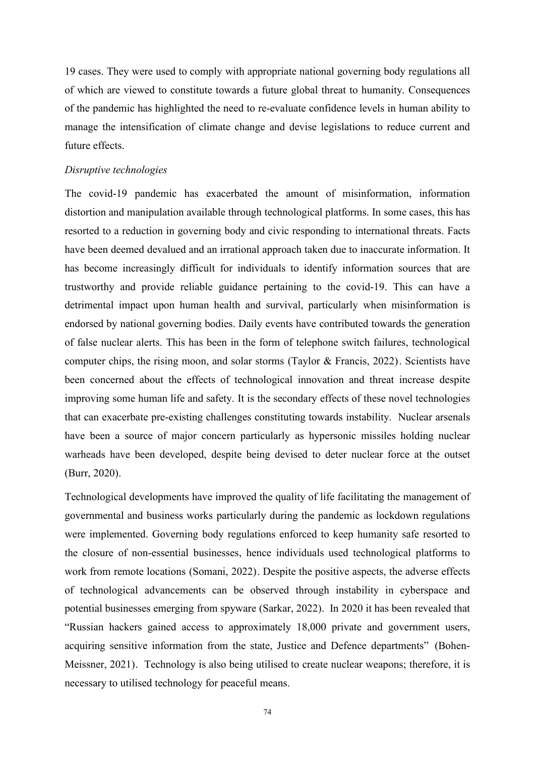19 cases. They were used to comply with appropriate national governing body regulations all of which are viewed to constitute towards a future global threat to humanity. Consequences of the pandemic has highlighted the need to re-evaluate confidence levels in human ability to manage the intensification of climate change and devise legislations to reduce current and future effects.

*Disruptive technologies*

The covid-19 pandemic has exacerbated the amount of misinformation, information distortion and manipulation available through technological platforms. In some cases, this has resorted to a reduction in governing body and civic responding to international threats. Facts have been deemed devalued and an irrational approach taken due to inaccurate information. It has become increasingly difficult for individuals to identify information sources that are trustworthy and provide reliable guidance pertaining to the covid-19. This can have a detrimental impact upon human health and survival, particularly when misinformation is endorsed by national governing bodies. Daily events have contributed towards the generation of false nuclear alerts. This has been in the form of telephone switch failures, technological computer chips, the rising moon, and solar storms (Taylor & Francis, 2022). Scientists have been concerned about the effects of technological innovation and threat increase despite improving some human life and safety. It is the secondary effects of these novel technologies that can exacerbate pre-existing challenges constituting towards instability. Nuclear arsenals have been a source of major concern particularly as hypersonic missiles holding nuclear warheads have been developed, despite being devised to deter nuclear force at the outset (Burr, 2020).

Technological developments have improved the quality of life facilitating the management of governmental and business works particularly during the pandemic as lockdown regulations were implemented. Governing body regulations enforced to keep humanity safe resorted to the closure of non-essential businesses, hence individuals used technological platforms to work from remote locations (Somani, 2022). Despite the positive aspects, the adverse effects of technological advancements can be observed through instability in cyberspace and potential businesses emerging from spyware (Sarkar, 2022). In 2020 it has been revealed that "Russian hackers gained access to approximately 18,000 private and government users, acquiring sensitive information from the state, Justice and Defence departments" (Bohen-Meissner, 2021). Technology is also being utilised to create nuclear weapons; therefore, it is necessary to utilised technology for peaceful means.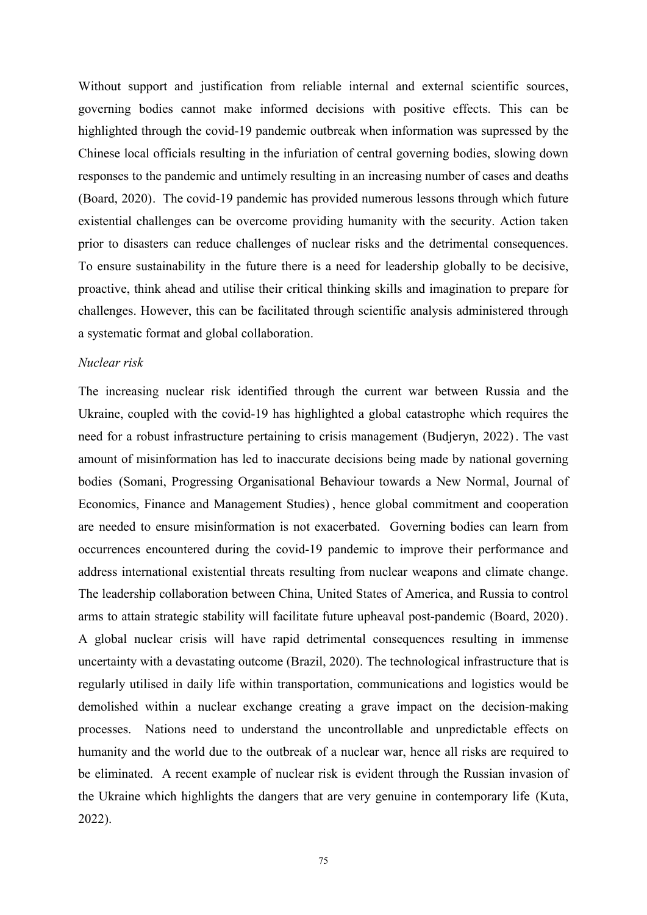Without support and justification from reliable internal and external scientific sources, governing bodies cannot make informed decisions with positive effects. This can be highlighted through the covid-19 pandemic outbreak when information was supressed by the Chinese local officials resulting in the infuriation of central governing bodies, slowing down responses to the pandemic and untimely resulting in an increasing number of cases and deaths (Board, 2020). The covid-19 pandemic has provided numerous lessons through which future existential challenges can be overcome providing humanity with the security. Action taken prior to disasters can reduce challenges of nuclear risks and the detrimental consequences. To ensure sustainability in the future there is a need for leadership globally to be decisive, proactive, think ahead and utilise their critical thinking skills and imagination to prepare for challenges. However, this can be facilitated through scientific analysis administered through a systematic format and global collaboration.

*Nuclear risk*

The increasing nuclear risk identified through the current war between Russia and the Ukraine, coupled with the covid-19 has highlighted a global catastrophe which requires the need for a robust infrastructure pertaining to crisis management (Budjeryn, 2022). The vast amount of misinformation has led to inaccurate decisions being made by national governing bodies (Somani, Progressing Organisational Behaviour towards a New Normal, Journal of Economics, Finance and Management Studies), hence global commitment and cooperation are needed to ensure misinformation is not exacerbated. Governing bodies can learn from occurrences encountered during the covid-19 pandemic to improve their performance and address international existential threats resulting from nuclear weapons and climate change. The leadership collaboration between China, United States of America, and Russia to control arms to attain strategic stability will facilitate future upheaval post-pandemic (Board, 2020). A global nuclear crisis will have rapid detrimental consequences resulting in immense uncertainty with a devastating outcome (Brazil, 2020). The technological infrastructure that is regularly utilised in daily life within transportation, communications and logistics would be demolished within a nuclear exchange creating a grave impact on the decision-making processes. Nations need to understand the uncontrollable and unpredictable effects on humanity and the world due to the outbreak of a nuclear war, hence all risks are required to be eliminated. A recent example of nuclear risk is evident through the Russian invasion of the Ukraine which highlights the dangers that are very genuine in contemporary life (Kuta, 2022).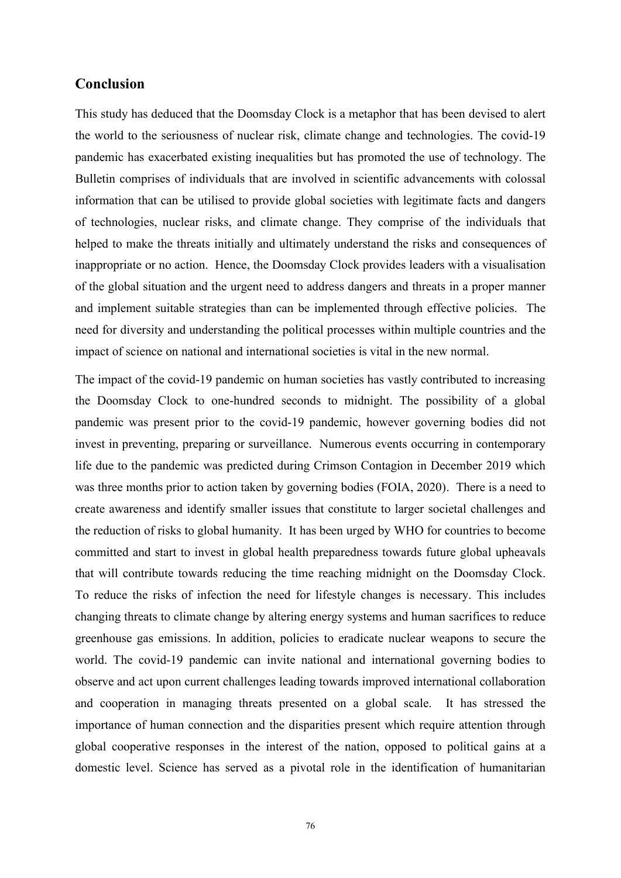## Conclusion

This study has deduced that the Doomsday Clock is a metaphor that has been devised to alert the world to the seriousness of nuclear risk, climate change and technologies. The covid-19 pandemic has exacerbated existing inequalities but has promoted the use of technology. The Bulletin comprises of individuals that are involved in scientific advancements with colossal information that can be utilised to provide global societies with legitimate facts and dangers of technologies, nuclear risks, and climate change. They comprise of the individuals that helped to make the threats initially and ultimately understand the risks and consequences of inappropriate or no action. Hence, the Doomsday Clock provides leaders with a visualisation of the global situation and the urgent need to address dangers and threats in a proper manner and implement suitable strategies than can be implemented through effective policies. The need for diversity and understanding the political processes within multiple countries and the impact of science on national and international societies is vital in the new normal.

The impact of the covid-19 pandemic on human societies has vastly contributed to increasing the Doomsday Clock to one-hundred seconds to midnight. The possibility of a global pandemic was present prior to the covid-19 pandemic, however governing bodies did not invest in preventing, preparing or surveillance. Numerous events occurring in contemporary life due to the pandemic was predicted during Crimson Contagion in December 2019 which was three months prior to action taken by governing bodies (FOIA, 2020). There is a need to create awareness and identify smaller issues that constitute to larger societal challenges and the reduction of risks to global humanity. It has been urged by WHO for countries to become committed and start to invest in global health preparedness towards future global upheavals that will contribute towards reducing the time reaching midnight on the Doomsday Clock. To reduce the risks of infection the need for lifestyle changes is necessary. This includes changing threats to climate change by altering energy systems and human sacrifices to reduce greenhouse gas emissions. In addition, policies to eradicate nuclear weapons to secure the world. The covid-19 pandemic can invite national and international governing bodies to observe and act upon current challenges leading towards improved international collaboration and cooperation in managing threats presented on a global scale. It has stressed the importance of human connection and the disparities present which require attention through global cooperative responses in the interest of the nation, opposed to political gains at a domestic level. Science has served as a pivotal role in the identification of humanitarian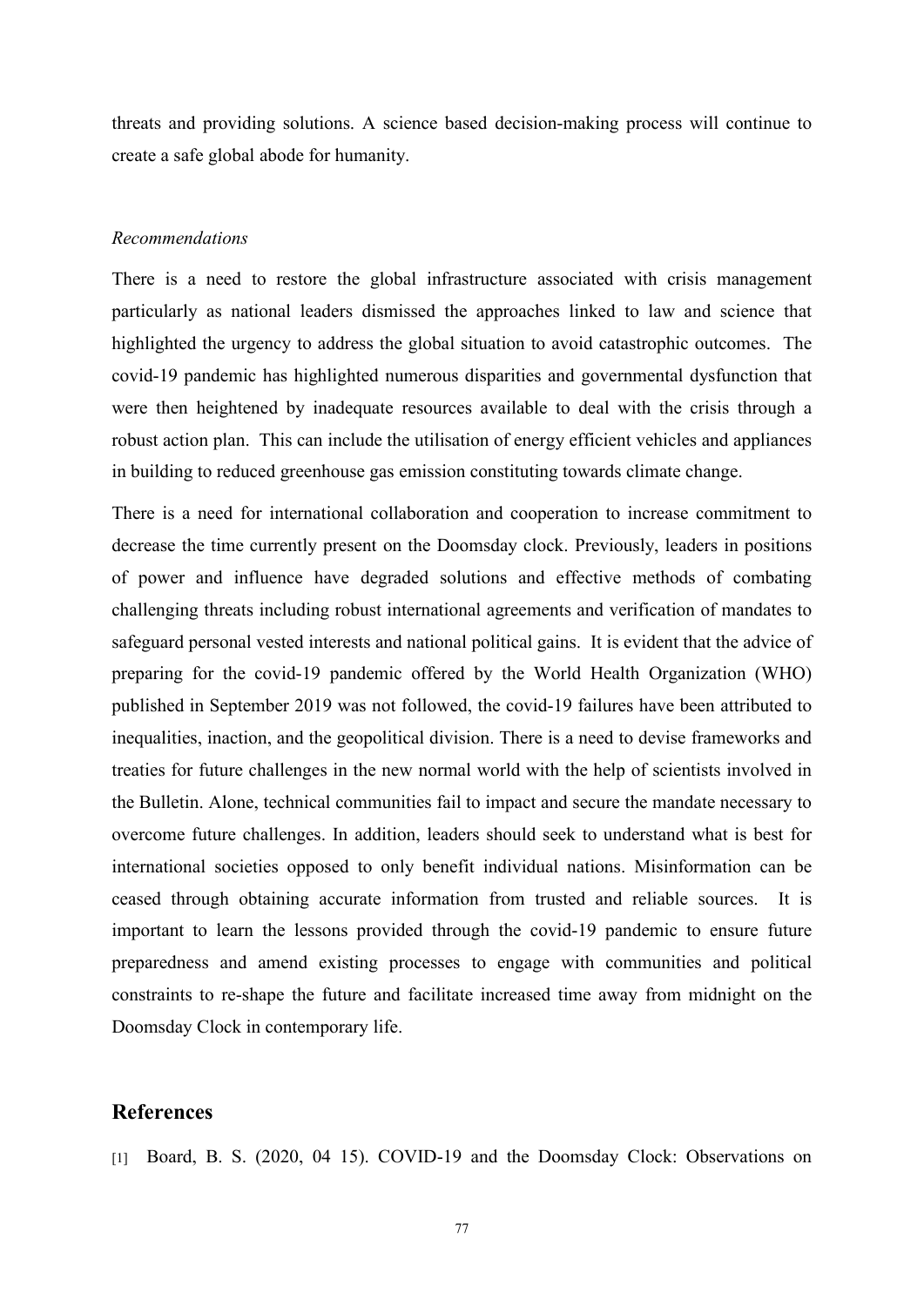threats and providing solutions. A science based decision-making process will continue to create a safe global abode for humanity.

*Recommendations*

There is a need to restore the global infrastructure associated with crisis management particularly as national leaders dismissed the approaches linked to law and science that highlighted the urgency to address the global situation to avoid catastrophic outcomes. The covid-19 pandemic has highlighted numerous disparities and governmental dysfunction that were then heightened by inadequate resources available to deal with the crisis through a robust action plan. This can include the utilisation of energy efficient vehicles and appliances in building to reduced greenhouse gas emission constituting towards climate change.

There is a need for international collaboration and cooperation to increase commitment to decrease the time currently present on the Doomsday clock. Previously, leaders in positions of power and influence have degraded solutions and effective methods of combating challenging threats including robust international agreements and verification of mandates to safeguard personal vested interests and national political gains. It is evident that the advice of preparing for the covid-19 pandemic offered by the World Health Organization (WHO) published in September 2019 was not followed, the covid-19 failures have been attributed to inequalities, inaction, and the geopolitical division. There is a need to devise frameworks and treaties for future challenges in the new normal world with the help of scientists involved in the Bulletin. Alone, technical communities fail to impact and secure the mandate necessary to overcome future challenges. In addition, leaders should seek to understand what is best for international societies opposed to only benefit individual nations. Misinformation can be ceased through obtaining accurate information from trusted and reliable sources. It is important to learn the lessons provided through the covid-19 pandemic to ensure future preparedness and amend existing processes to engage with communities and political constraints to re-shape the future and facilitate increased time away from midnight on the Doomsday Clock in contemporary life.

## References

[1] Board, B. S. (2020, 04 15). COVID-19 and the Doomsday Clock: Observations on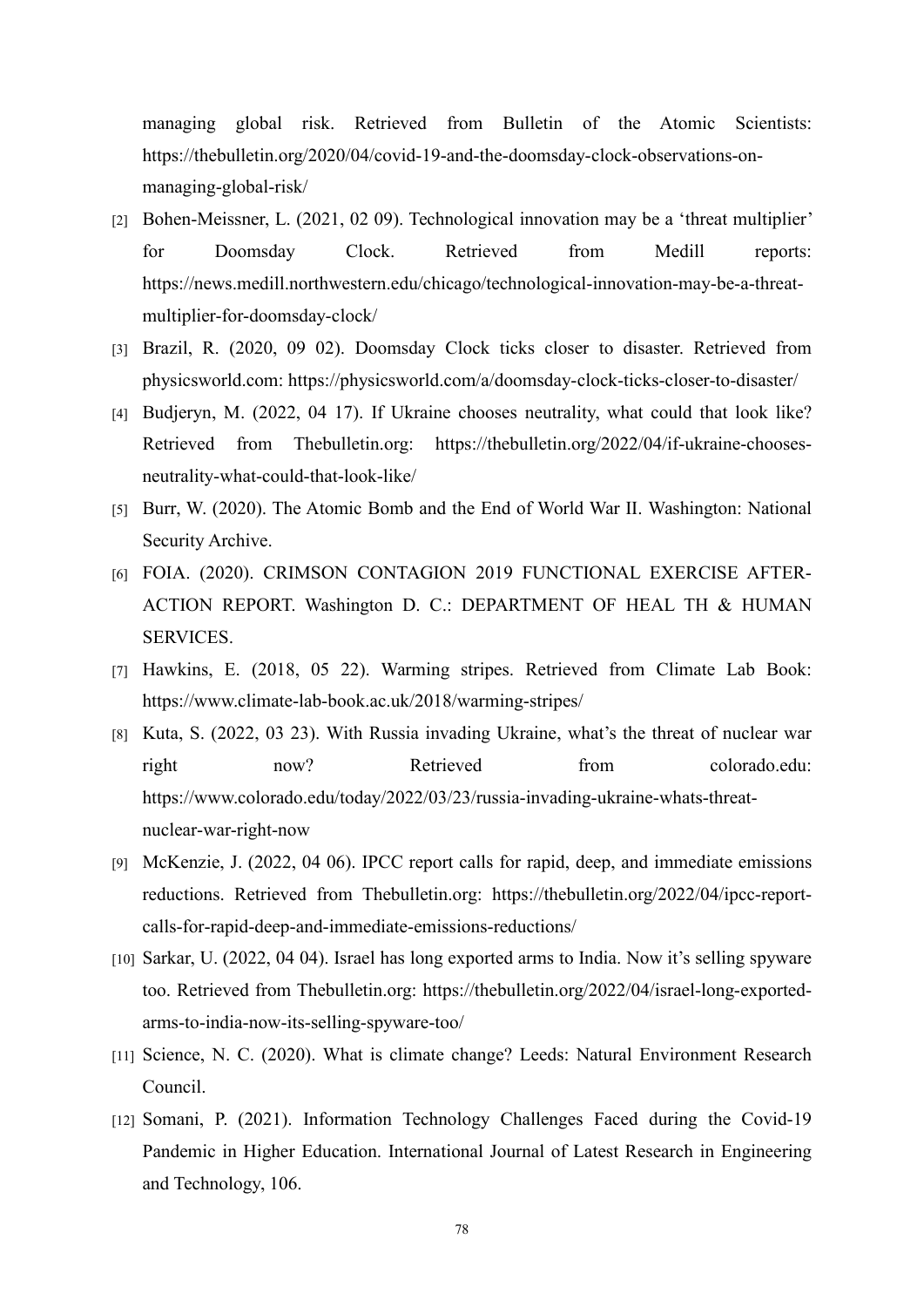managing global risk. Retrieved from Bulletin of the Atomic Scientists: https://thebulletin.org/2020/04/covid-19-and-the-doomsday-clock-observations-on-managing-global-risk/

[2] Bohen-Meissner, L. (2021, 02 09). Technological innovation may be a 'threat multiplier' for Doomsday Clock. Retrieved from Medill reports: https://news.medill.northwestern.edu/chicago/technological-innovation-may-be-a-threat-multiplier-for-doomsday-clock/

[3] Brazil, R. (2020, 09 02). Doomsday Clock ticks closer to disaster. Retrieved from physicsworld.com: https://physicsworld.com/a/doomsday-clock-ticks-closer-to-disaster/

[4] Budjeryn, M. (2022, 04 17). If Ukraine chooses neutrality, what could that look like? Retrieved from Thebulletin.org: https://thebulletin.org/2022/04/if-ukraine-chooses-neutrality-what-could-that-look-like/

[5] Burr, W. (2020). The Atomic Bomb and the End of World War II. Washington: National Security Archive.

[6] FOIA. (2020). CRIMSON CONTAGION 2019 FUNCTIONAL EXERCISE AFTER-ACTION REPORT. Washington D. C.: DEPARTMENT OF HEAL TH & HUMAN SERVICES.

[7] Hawkins, E. (2018, 05 22). Warming stripes. Retrieved from Climate Lab Book: https://www.climate-lab-book.ac.uk/2018/warming-stripes/

[8] Kuta, S. (2022, 03 23). With Russia invading Ukraine, what's the threat of nuclear war right now? Retrieved from colorado.edu: https://www.colorado.edu/today/2022/03/23/russia-invading-ukraine-whats-threat-nuclear-war-right-now

[9] McKenzie, J. (2022, 04 06). IPCC report calls for rapid, deep, and immediate emissions reductions. Retrieved from Thebulletin.org: https://thebulletin.org/2022/04/ipcc-report-calls-for-rapid-deep-and-immediate-emissions-reductions/

[10] Sarkar, U. (2022, 04 04). Israel has long exported arms to India. Now it's selling spyware too. Retrieved from Thebulletin.org: https://thebulletin.org/2022/04/israel-long-exported-arms-to-india-now-its-selling-spyware-too/

[11] Science, N. C. (2020). What is climate change? Leeds: Natural Environment Research Council.

[12] Somani, P. (2021). Information Technology Challenges Faced during the Covid-19 Pandemic in Higher Education. International Journal of Latest Research in Engineering and Technology, 106.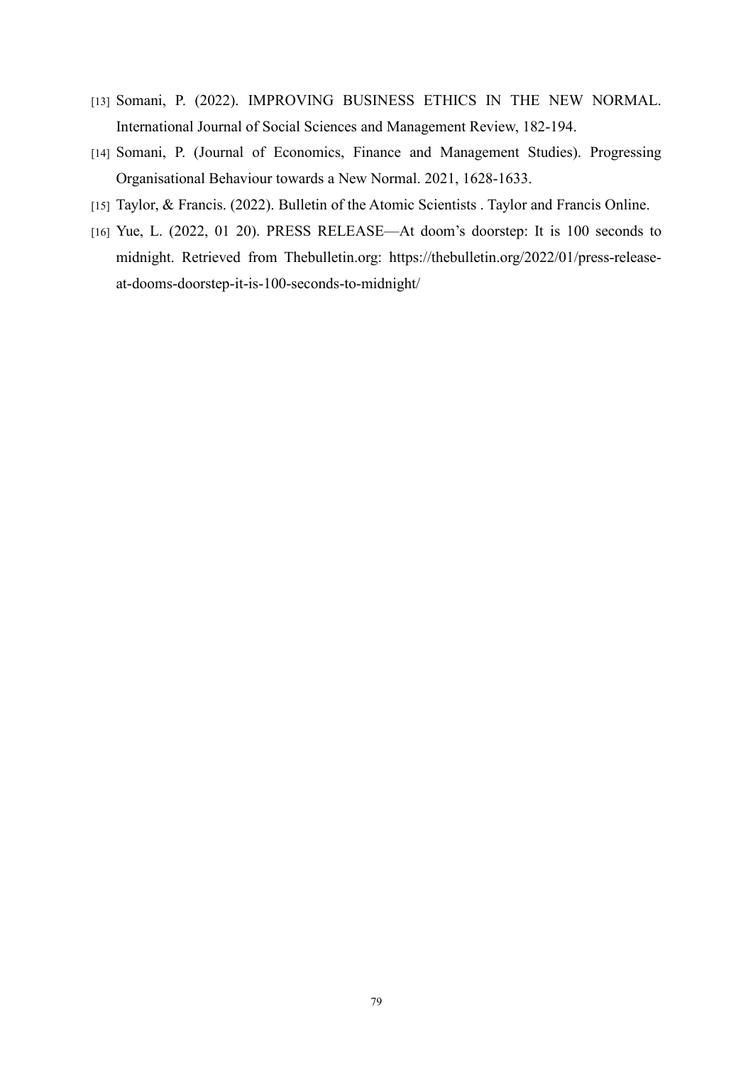[13] Somani, P. (2022). IMPROVING BUSINESS ETHICS IN THE NEW NORMAL. International Journal of Social Sciences and Management Review, 182-194.

[14] Somani, P. (Journal of Economics, Finance and Management Studies). Progressing Organisational Behaviour towards a New Normal. 2021, 1628-1633.

[15] Taylor, & Francis. (2022). Bulletin of the Atomic Scientists . Taylor and Francis Online.

[16] Yue, L. (2022, 01 20). PRESS RELEASE—At doom's doorstep: It is 100 seconds to midnight. Retrieved from Thebulletin.org: https://thebulletin.org/2022/01/press-release-at-dooms-doorstep-it-is-100-seconds-to-midnight/